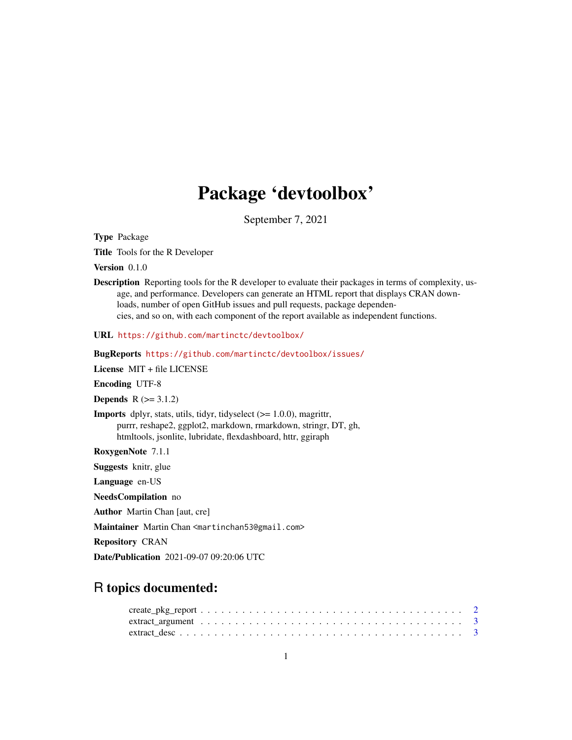# Package 'devtoolbox'

September 7, 2021

**Type** Package

**Title** Tools for the R Developer

**Version** 0.1.0

**Description** Reporting tools for the R developer to evaluate their packages in terms of complexity, usage, and performance. Developers can generate an HTML report that displays CRAN downloads, number of open GitHub issues and pull requests, package dependencies, and so on, with each component of the report available as independent functions.

**URL** https://github.com/martinctc/devtoolbox/

**BugReports** https://github.com/martinctc/devtoolbox/issues/

**License** MIT + file LICENSE

**Encoding** UTF-8

**Depends** R (>= 3.1.2)

**Imports** dplyr, stats, utils, tidyr, tidyselect (>= 1.0.0), magrittr, purrr, reshape2, ggplot2, markdown, rmarkdown, stringr, DT, gh, htmltools, jsonlite, lubridate, flexdashboard, httr, ggiraph

**RoxygenNote** 7.1.1

**Suggests** knitr, glue

**Language** en-US

**NeedsCompilation** no

**Author** Martin Chan [aut, cre]

**Maintainer** Martin Chan <martinchan53@gmail.com>

**Repository** CRAN

**Date/Publication** 2021-09-07 09:20:06 UTC

## R topics documented:

- create_pkg_report . . . . . . . . . . . . . . . . . . . . . . . . . . . . . . . . . . . . 2
- extract_argument . . . . . . . . . . . . . . . . . . . . . . . . . . . . . . . . . . . . 3
- extract_desc . . . . . . . . . . . . . . . . . . . . . . . . . . . . . . . . . . . . . . 3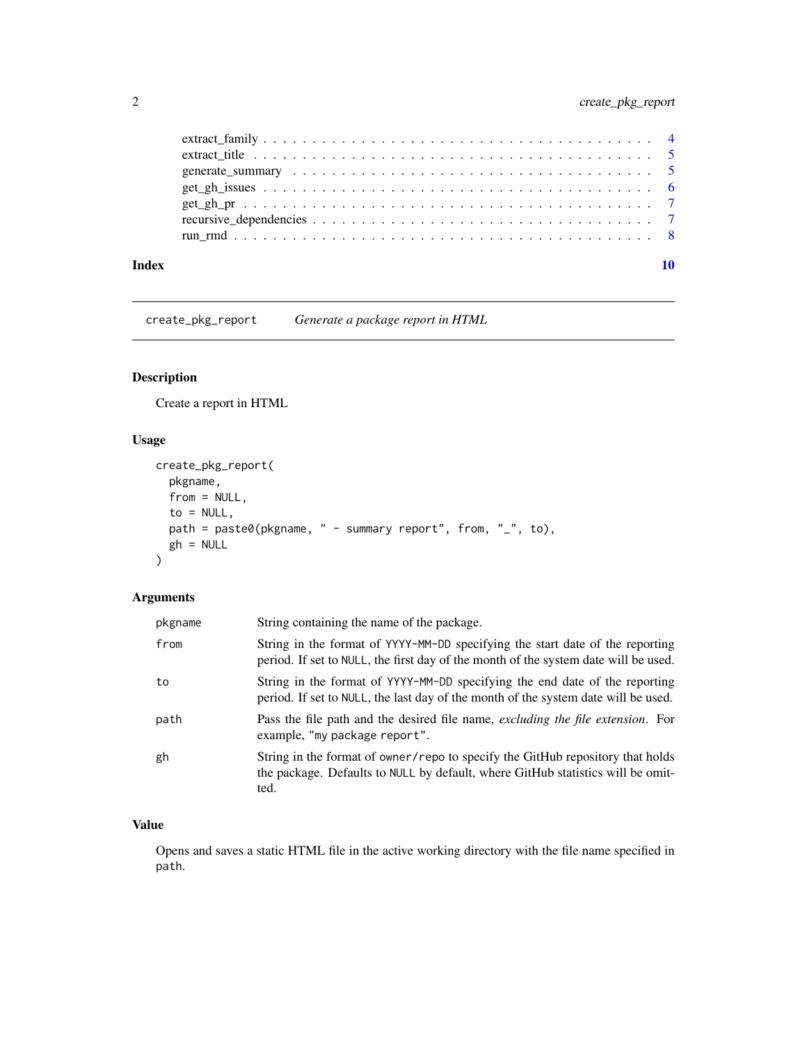| | |
|---|---|
| extract_family | 4 |
| extract_title | 5 |
| generate_summary | 5 |
| get_gh_issues | 6 |
| get_gh_pr | 7 |
| recursive_dependencies | 7 |
| run_rmd | 8 |

**Index** **10**

---

## create_pkg_report *Generate a package report in HTML*

### Description

Create a report in HTML

### Usage

```
create_pkg_report(
  pkgname,
  from = NULL,
  to = NULL,
  path = paste0(pkgname, " - summary report", from, "_", to),
  gh = NULL
)
```

### Arguments

| | |
|---|---|
| pkgname | String containing the name of the package. |
| from | String in the format of `YYYY-MM-DD` specifying the start date of the reporting period. If set to `NULL`, the first day of the month of the system date will be used. |
| to | String in the format of `YYYY-MM-DD` specifying the end date of the reporting period. If set to `NULL`, the last day of the month of the system date will be used. |
| path | Pass the file path and the desired file name, *excluding the file extension*. For example, `"my package report"`. |
| gh | String in the format of `owner/repo` to specify the GitHub repository that holds the package. Defaults to `NULL` by default, where GitHub statistics will be omitted. |

### Value

Opens and saves a static HTML file in the active working directory with the file name specified in `path`.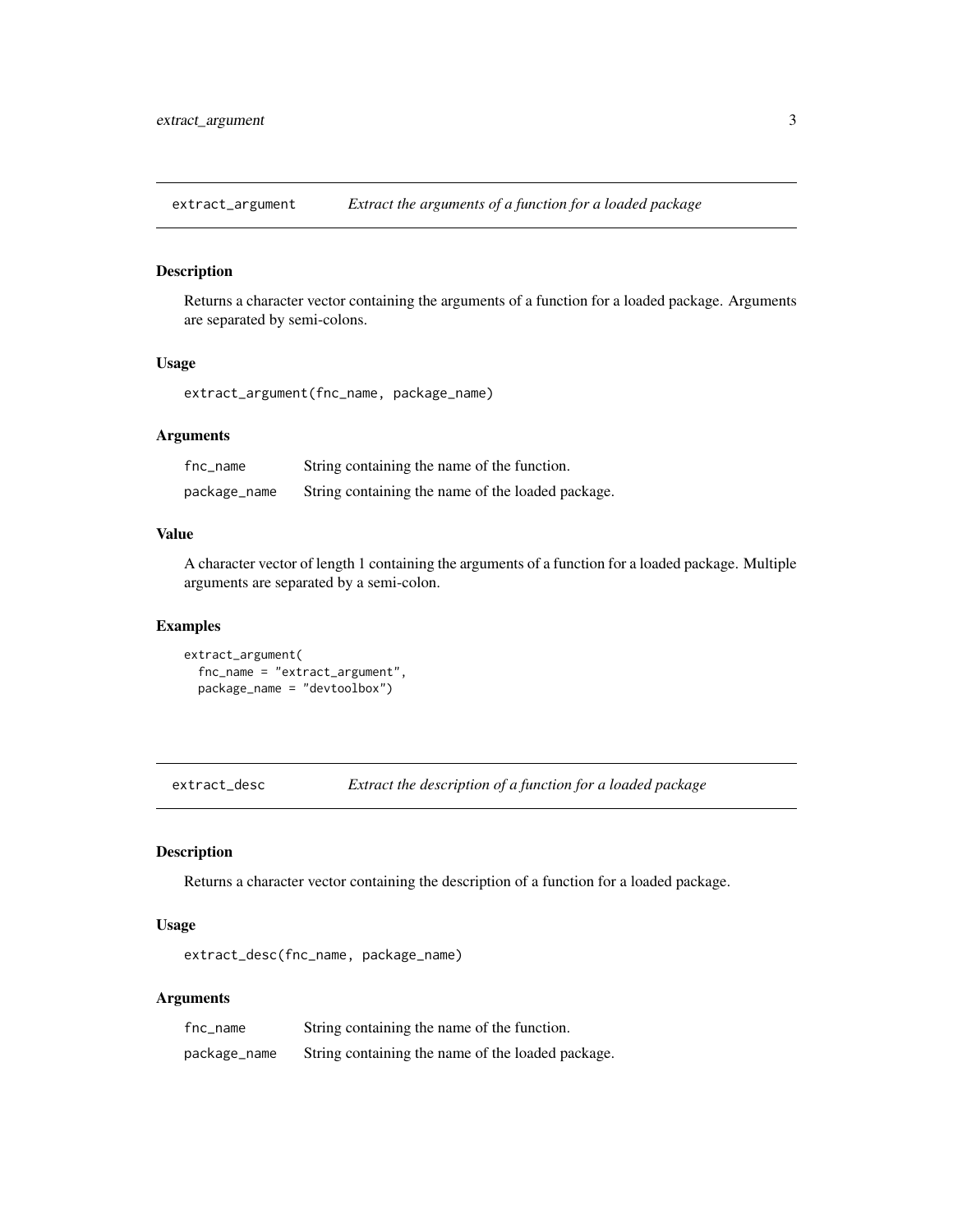## extract_argument — *Extract the arguments of a function for a loaded package*

### Description

Returns a character vector containing the arguments of a function for a loaded package. Arguments are separated by semi-colons.

### Usage

```
extract_argument(fnc_name, package_name)
```

### Arguments

| | |
|---|---|
| `fnc_name` | String containing the name of the function. |
| `package_name` | String containing the name of the loaded package. |

### Value

A character vector of length 1 containing the arguments of a function for a loaded package. Multiple arguments are separated by a semi-colon.

### Examples

```
extract_argument(
  fnc_name = "extract_argument",
  package_name = "devtoolbox")
```

## extract_desc — *Extract the description of a function for a loaded package*

### Description

Returns a character vector containing the description of a function for a loaded package.

### Usage

```
extract_desc(fnc_name, package_name)
```

### Arguments

| | |
|---|---|
| `fnc_name` | String containing the name of the function. |
| `package_name` | String containing the name of the loaded package. |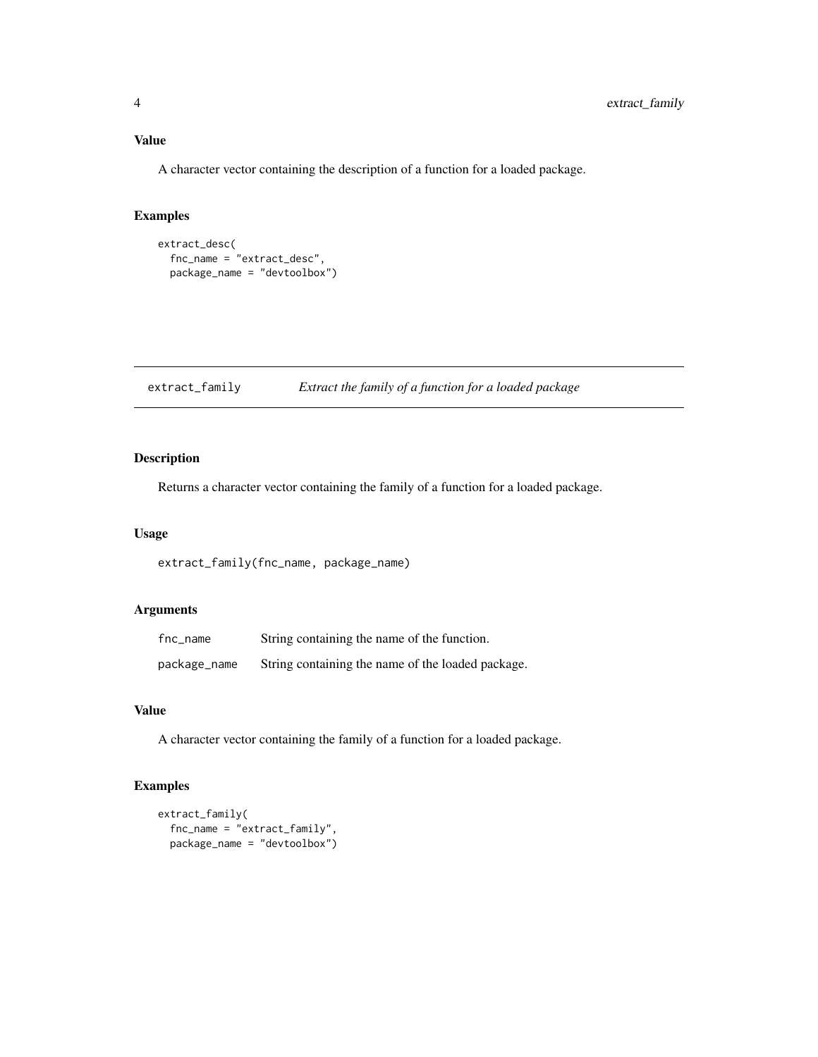### Value

A character vector containing the description of a function for a loaded package.

### Examples

```
extract_desc(
  fnc_name = "extract_desc",
  package_name = "devtoolbox")
```

---

## extract_family — *Extract the family of a function for a loaded package*

---

### Description

Returns a character vector containing the family of a function for a loaded package.

### Usage

```
extract_family(fnc_name, package_name)
```

### Arguments

| | |
|---|---|
| `fnc_name` | String containing the name of the function. |
| `package_name` | String containing the name of the loaded package. |

### Value

A character vector containing the family of a function for a loaded package.

### Examples

```
extract_family(
  fnc_name = "extract_family",
  package_name = "devtoolbox")
```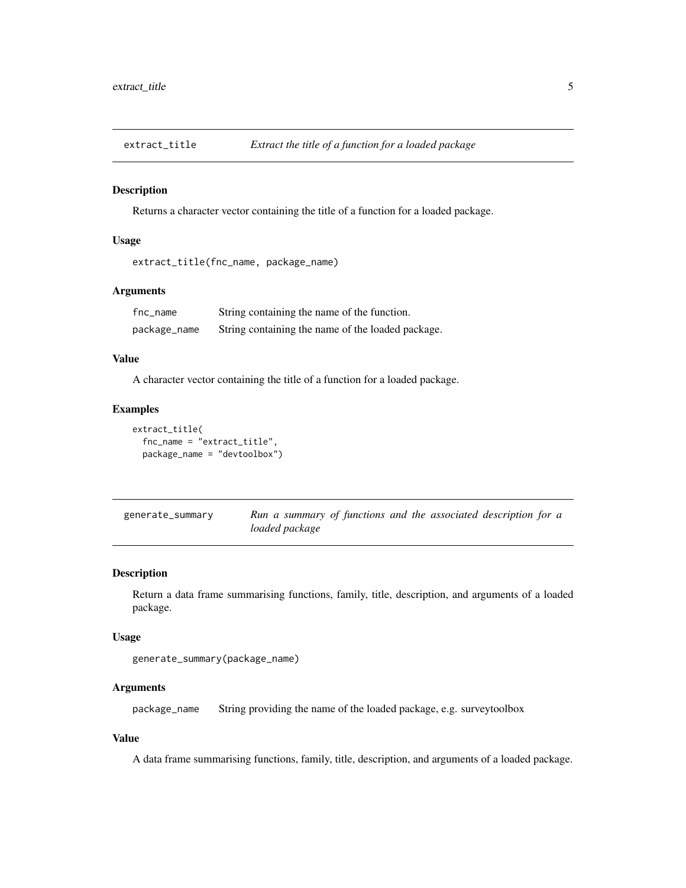## extract_title — *Extract the title of a function for a loaded package*

### Description

Returns a character vector containing the title of a function for a loaded package.

### Usage

```
extract_title(fnc_name, package_name)
```

### Arguments

| | |
|---|---|
| `fnc_name` | String containing the name of the function. |
| `package_name` | String containing the name of the loaded package. |

### Value

A character vector containing the title of a function for a loaded package.

### Examples

```
extract_title(
  fnc_name = "extract_title",
  package_name = "devtoolbox")
```

## generate_summary — *Run a summary of functions and the associated description for a loaded package*

### Description

Return a data frame summarising functions, family, title, description, and arguments of a loaded package.

### Usage

```
generate_summary(package_name)
```

### Arguments

| | |
|---|---|
| `package_name` | String providing the name of the loaded package, e.g. surveytoolbox |

### Value

A data frame summarising functions, family, title, description, and arguments of a loaded package.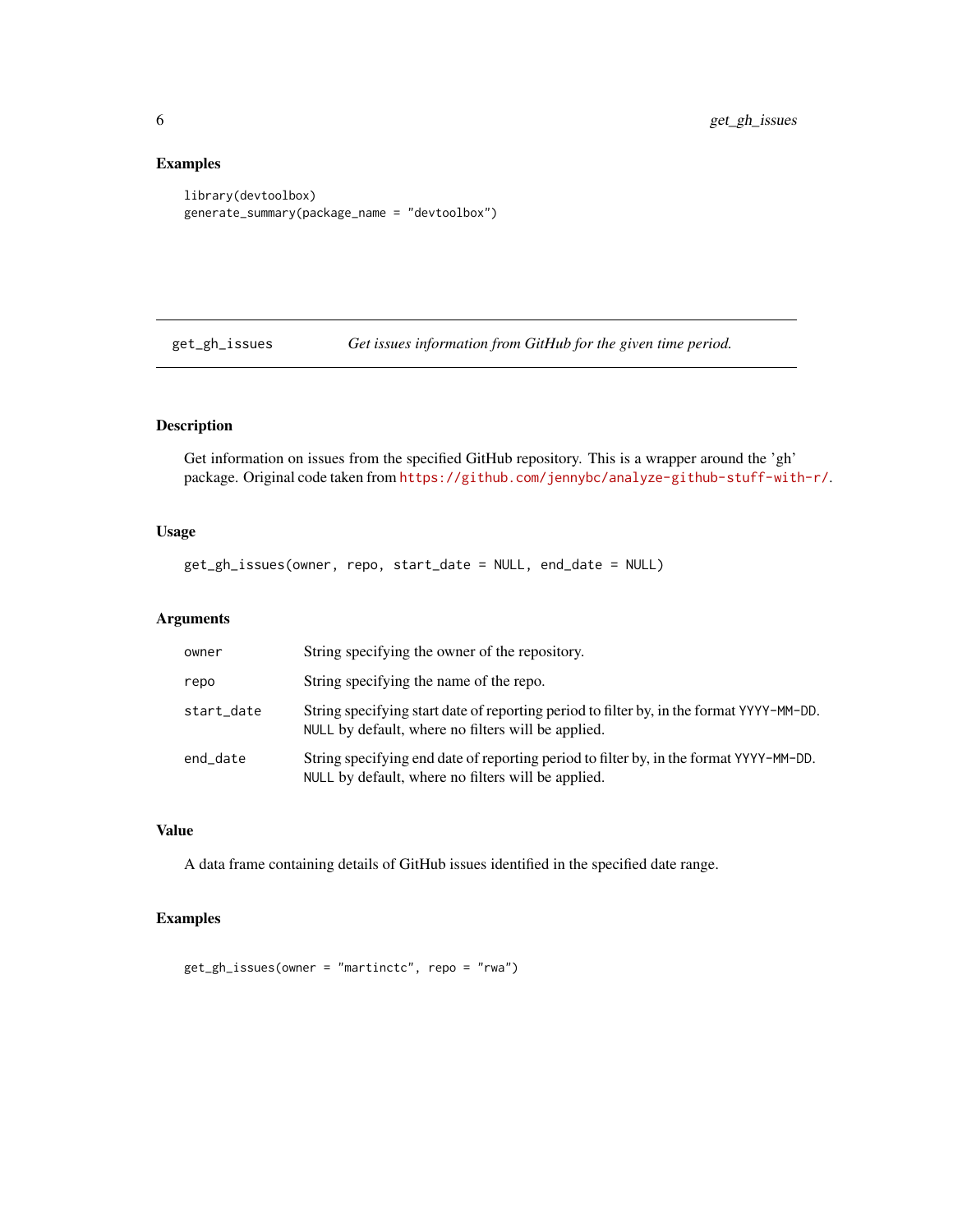### Examples

```
library(devtoolbox)
generate_summary(package_name = "devtoolbox")
```

## get_gh_issues — *Get issues information from GitHub for the given time period.*

### Description

Get information on issues from the specified GitHub repository. This is a wrapper around the 'gh' package. Original code taken from https://github.com/jennybc/analyze-github-stuff-with-r/.

### Usage

```
get_gh_issues(owner, repo, start_date = NULL, end_date = NULL)
```

### Arguments

| | |
|---|---|
| `owner` | String specifying the owner of the repository. |
| `repo` | String specifying the name of the repo. |
| `start_date` | String specifying start date of reporting period to filter by, in the format `YYYY-MM-DD`. `NULL` by default, where no filters will be applied. |
| `end_date` | String specifying end date of reporting period to filter by, in the format `YYYY-MM-DD`. `NULL` by default, where no filters will be applied. |

### Value

A data frame containing details of GitHub issues identified in the specified date range.

### Examples

```
get_gh_issues(owner = "martinctc", repo = "rwa")
```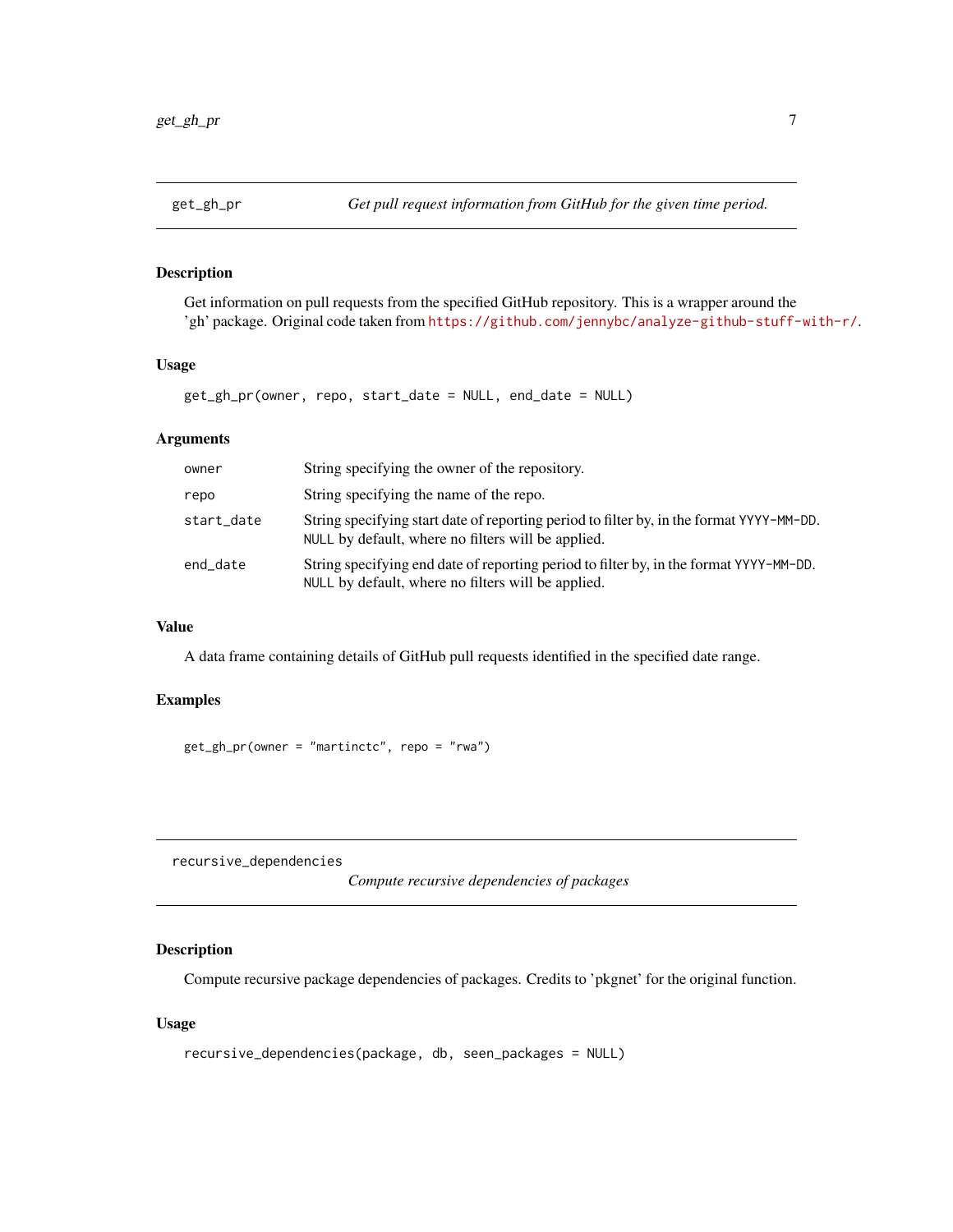## get_gh_pr — *Get pull request information from GitHub for the given time period.*

### Description

Get information on pull requests from the specified GitHub repository. This is a wrapper around the 'gh' package. Original code taken from https://github.com/jennybc/analyze-github-stuff-with-r/.

### Usage

```
get_gh_pr(owner, repo, start_date = NULL, end_date = NULL)
```

### Arguments

| | |
|---|---|
| `owner` | String specifying the owner of the repository. |
| `repo` | String specifying the name of the repo. |
| `start_date` | String specifying start date of reporting period to filter by, in the format `YYYY-MM-DD`. `NULL` by default, where no filters will be applied. |
| `end_date` | String specifying end date of reporting period to filter by, in the format `YYYY-MM-DD`. `NULL` by default, where no filters will be applied. |

### Value

A data frame containing details of GitHub pull requests identified in the specified date range.

### Examples

```
get_gh_pr(owner = "martinctc", repo = "rwa")
```

## recursive_dependencies — *Compute recursive dependencies of packages*

### Description

Compute recursive package dependencies of packages. Credits to 'pkgnet' for the original function.

### Usage

```
recursive_dependencies(package, db, seen_packages = NULL)
```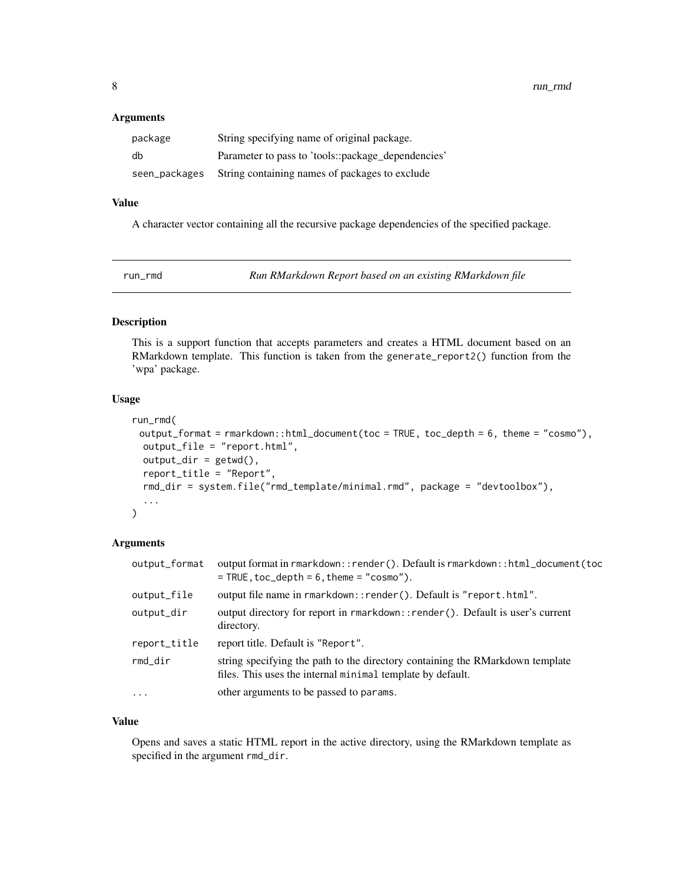## Arguments

| | |
|---|---|
| `package` | String specifying name of original package. |
| `db` | Parameter to pass to 'tools::package_dependencies' |
| `seen_packages` | String containing names of packages to exclude |

## Value

A character vector containing all the recursive package dependencies of the specified package.

---

# run_rmd — *Run RMarkdown Report based on an existing RMarkdown file*

---

## Description

This is a support function that accepts parameters and creates a HTML document based on an RMarkdown template. This function is taken from the `generate_report2()` function from the 'wpa' package.

## Usage

```
run_rmd(
  output_format = rmarkdown::html_document(toc = TRUE, toc_depth = 6, theme = "cosmo"),
  output_file = "report.html",
  output_dir = getwd(),
  report_title = "Report",
  rmd_dir = system.file("rmd_template/minimal.rmd", package = "devtoolbox"),
  ...
)
```

## Arguments

| | |
|---|---|
| `output_format` | output format in `rmarkdown::render()`. Default is `rmarkdown::html_document(toc = TRUE, toc_depth = 6, theme = "cosmo")`. |
| `output_file` | output file name in `rmarkdown::render()`. Default is `"report.html"`. |
| `output_dir` | output directory for report in `rmarkdown::render()`. Default is user's current directory. |
| `report_title` | report title. Default is `"Report"`. |
| `rmd_dir` | string specifying the path to the directory containing the RMarkdown template files. This uses the internal `minimal` template by default. |
| `...` | other arguments to be passed to `params`. |

## Value

Opens and saves a static HTML report in the active directory, using the RMarkdown template as specified in the argument `rmd_dir`.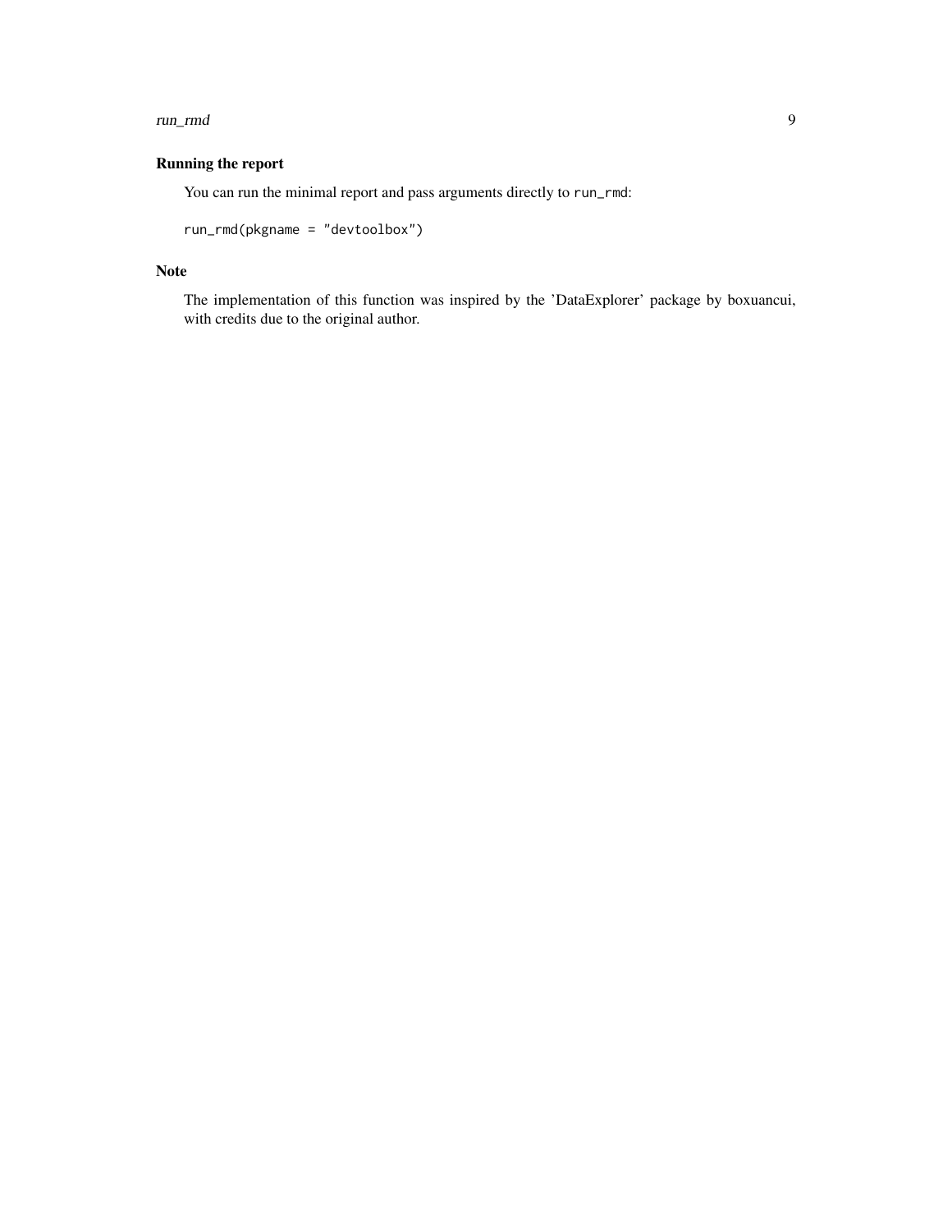### Running the report

You can run the minimal report and pass arguments directly to `run_rmd`:

```
run_rmd(pkgname = "devtoolbox")
```

### Note

The implementation of this function was inspired by the 'DataExplorer' package by boxuancui, with credits due to the original author.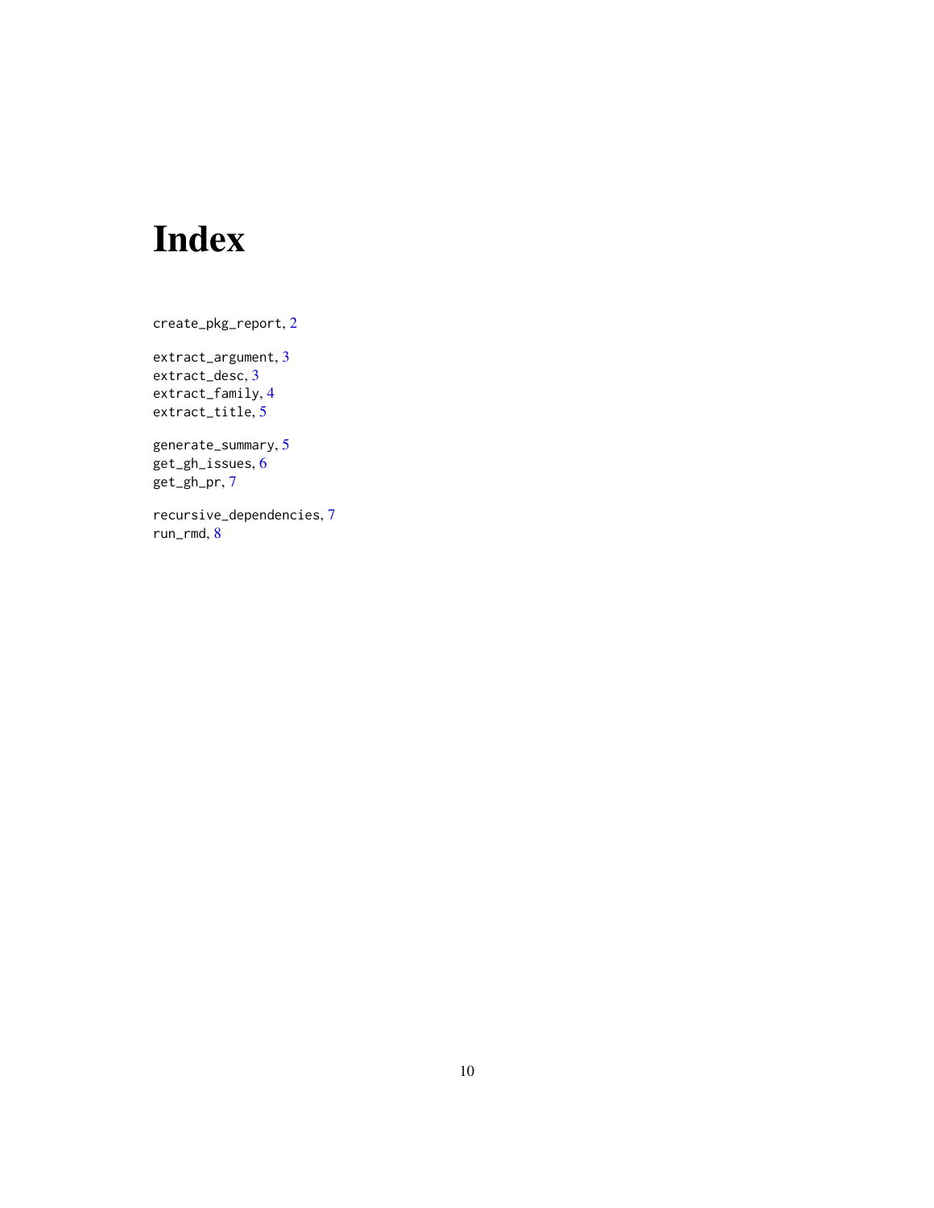# Index

create_pkg_report, 2

extract_argument, 3
extract_desc, 3
extract_family, 4
extract_title, 5

generate_summary, 5
get_gh_issues, 6
get_gh_pr, 7

recursive_dependencies, 7
run_rmd, 8